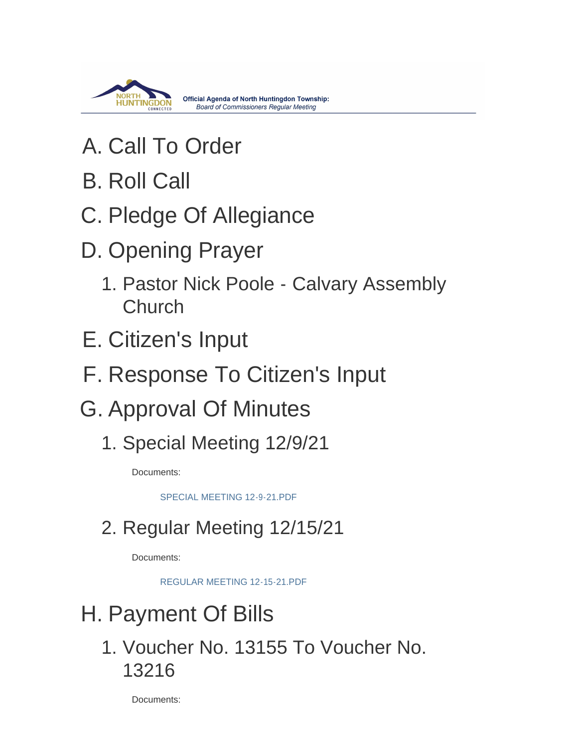**Official Agenda of North Huntingdon Township:**
*Board of Commissioners Regular Meeting*

A. Call To Order

B. Roll Call

C. Pledge Of Allegiance

D. Opening Prayer

1. Pastor Nick Poole - Calvary Assembly Church

E. Citizen's Input

F. Response To Citizen's Input

G. Approval Of Minutes

1. Special Meeting 12/9/21

   Documents:

   SPECIAL MEETING 12-9-21.PDF

2. Regular Meeting 12/15/21

   Documents:

   REGULAR MEETING 12-15-21.PDF

H. Payment Of Bills

1. Voucher No. 13155 To Voucher No. 13216

   Documents: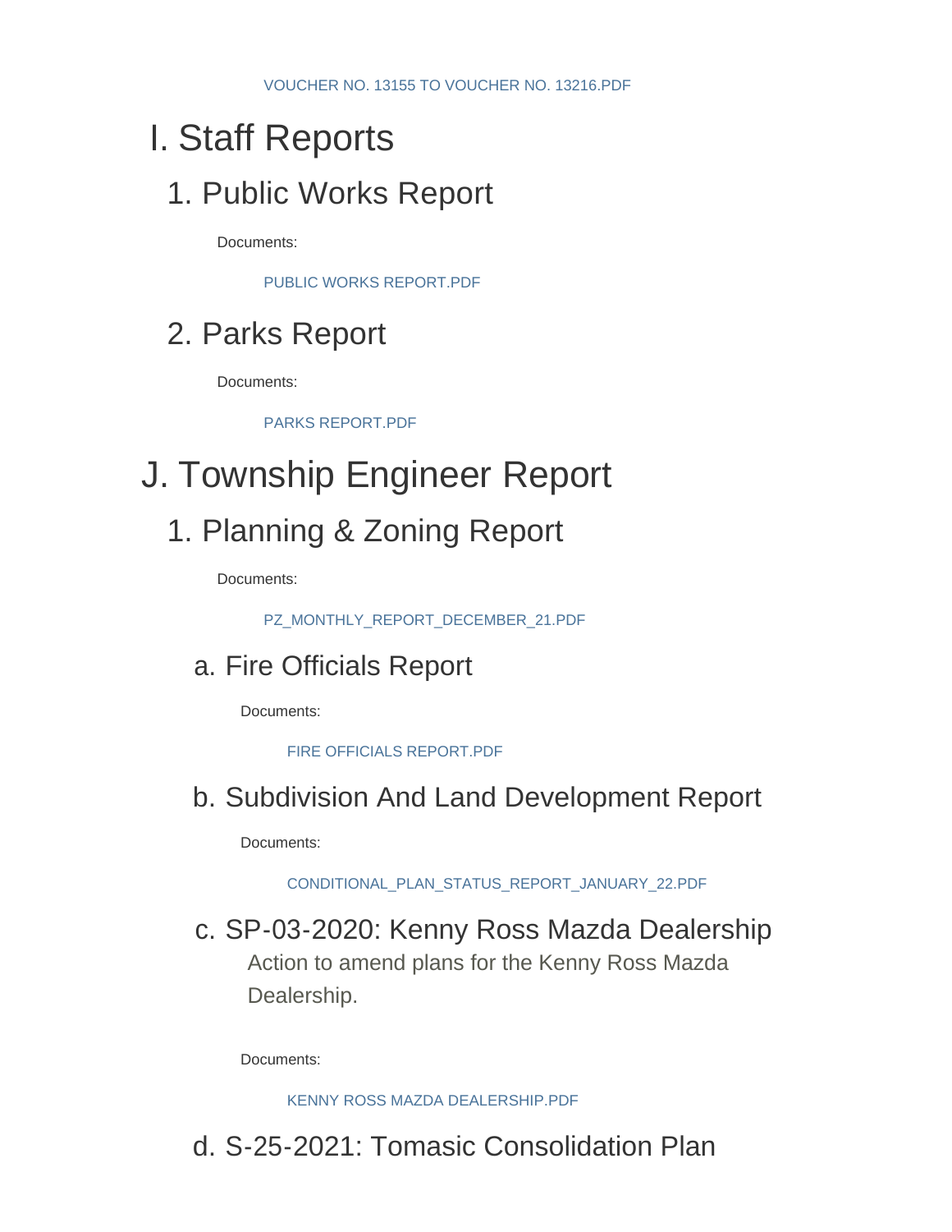VOUCHER NO. 13155 TO VOUCHER NO. 13216.PDF

# I. Staff Reports

## 1. Public Works Report

Documents:

PUBLIC WORKS REPORT.PDF

## 2. Parks Report

Documents:

PARKS REPORT.PDF

# J. Township Engineer Report

## 1. Planning & Zoning Report

Documents:

PZ_MONTHLY_REPORT_DECEMBER_21.PDF

### a. Fire Officials Report

Documents:

FIRE OFFICIALS REPORT.PDF

### b. Subdivision And Land Development Report

Documents:

CONDITIONAL_PLAN_STATUS_REPORT_JANUARY_22.PDF

### c. SP-03-2020: Kenny Ross Mazda Dealership

Action to amend plans for the Kenny Ross Mazda Dealership.

Documents:

KENNY ROSS MAZDA DEALERSHIP.PDF

### d. S-25-2021: Tomasic Consolidation Plan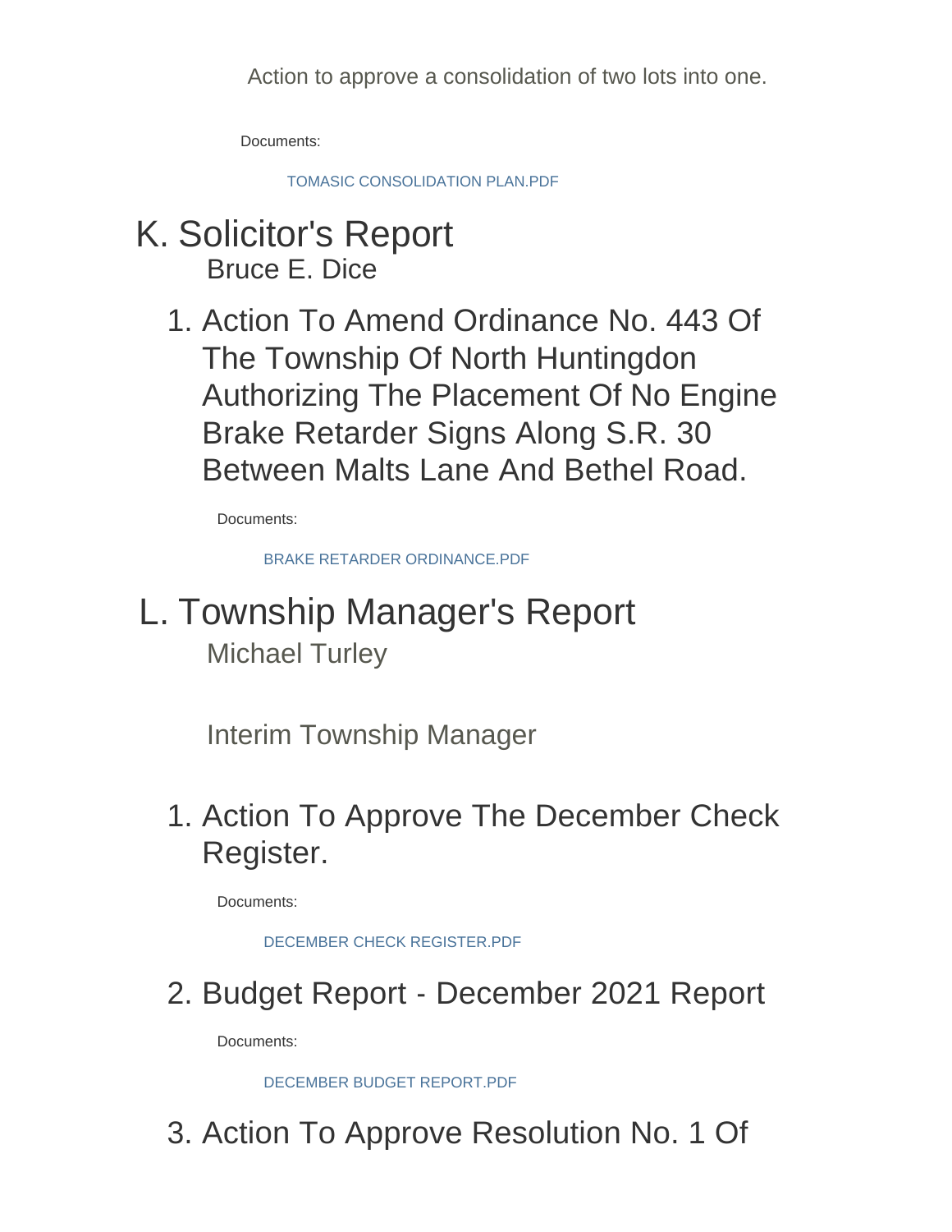Action to approve a consolidation of two lots into one.

Documents:

TOMASIC CONSOLIDATION PLAN.PDF

## K. Solicitor's Report

Bruce E. Dice

### 1. Action To Amend Ordinance No. 443 Of The Township Of North Huntingdon Authorizing The Placement Of No Engine Brake Retarder Signs Along S.R. 30 Between Malts Lane And Bethel Road.

Documents:

BRAKE RETARDER ORDINANCE.PDF

## L. Township Manager's Report

Michael Turley

Interim Township Manager

### 1. Action To Approve The December Check Register.

Documents:

DECEMBER CHECK REGISTER.PDF

### 2. Budget Report - December 2021 Report

Documents:

DECEMBER BUDGET REPORT.PDF

### 3. Action To Approve Resolution No. 1 Of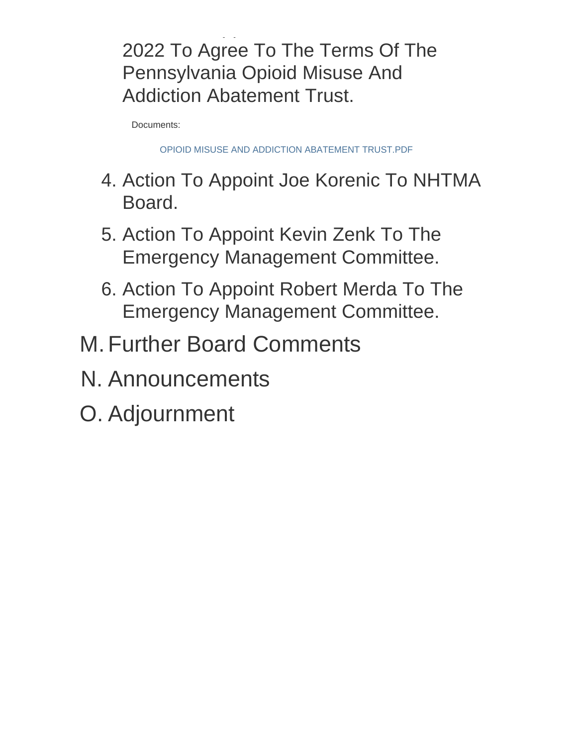2022 To Agree To The Terms Of The Pennsylvania Opioid Misuse And Addiction Abatement Trust.

Documents:

OPIOID MISUSE AND ADDICTION ABATEMENT TRUST.PDF

4. Action To Appoint Joe Korenic To NHTMA Board.
5. Action To Appoint Kevin Zenk To The Emergency Management Committee.
6. Action To Appoint Robert Merda To The Emergency Management Committee.

## M. Further Board Comments

## N. Announcements

## O. Adjournment